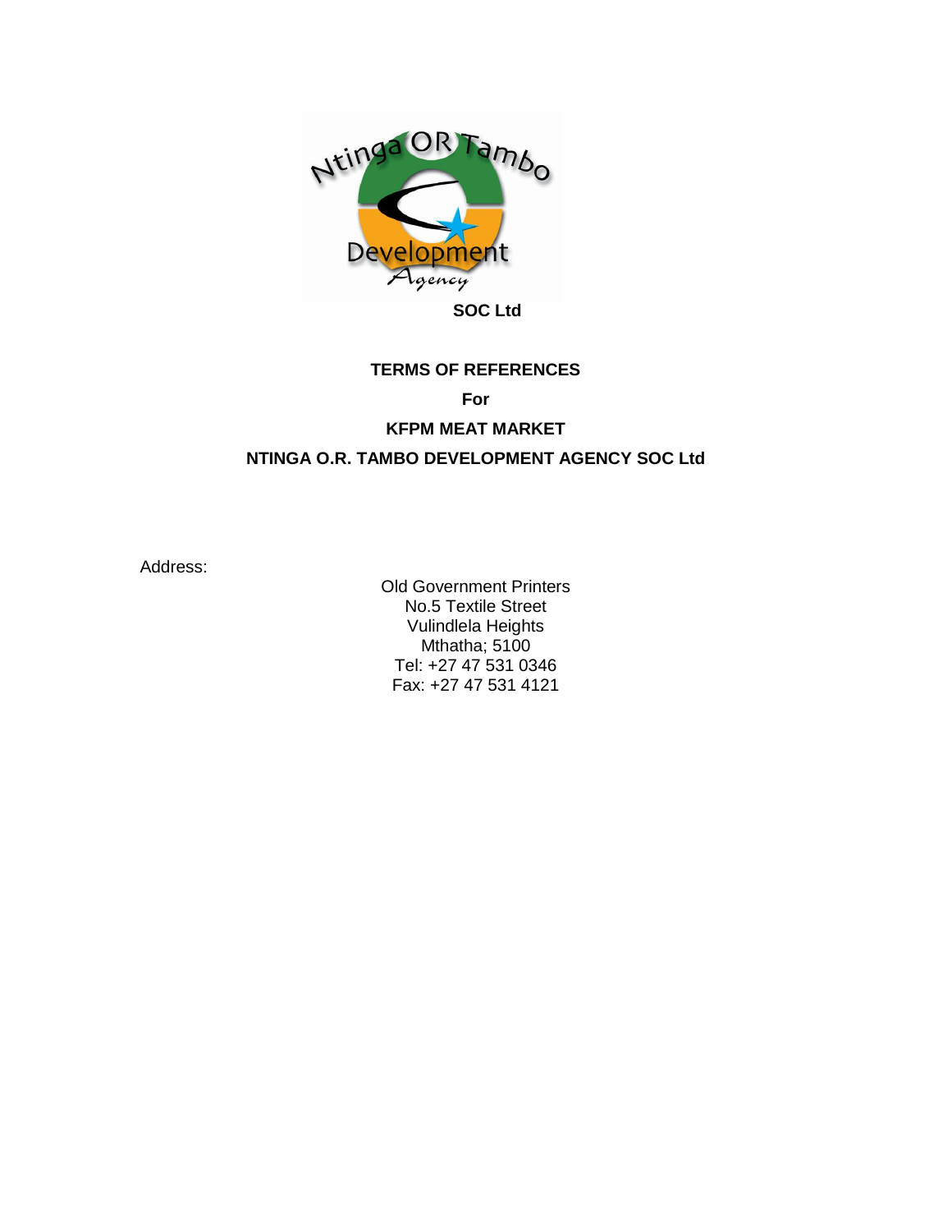SOC Ltd

**TERMS OF REFERENCES**

**For**

**KFPM MEAT MARKET**

**NTINGA O.R. TAMBO DEVELOPMENT AGENCY SOC Ltd**

Address:

Old Government Printers
No.5 Textile Street
Vulindlela Heights
Mthatha; 5100
Tel: +27 47 531 0346
Fax: +27 47 531 4121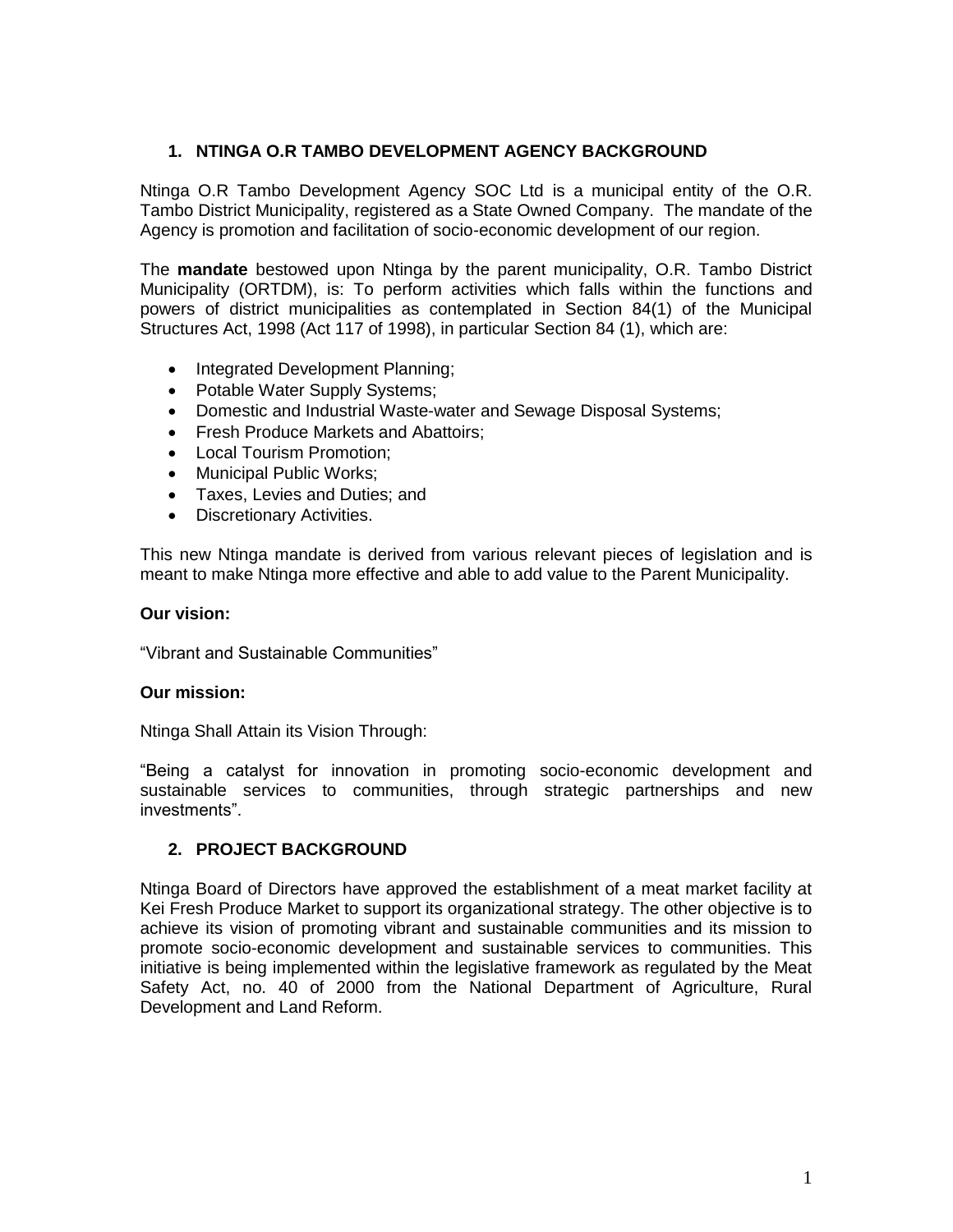## 1. NTINGA O.R TAMBO DEVELOPMENT AGENCY BACKGROUND

Ntinga O.R Tambo Development Agency SOC Ltd is a municipal entity of the O.R. Tambo District Municipality, registered as a State Owned Company. The mandate of the Agency is promotion and facilitation of socio-economic development of our region.

The **mandate** bestowed upon Ntinga by the parent municipality, O.R. Tambo District Municipality (ORTDM), is: To perform activities which falls within the functions and powers of district municipalities as contemplated in Section 84(1) of the Municipal Structures Act, 1998 (Act 117 of 1998), in particular Section 84 (1), which are:

- Integrated Development Planning;
- Potable Water Supply Systems;
- Domestic and Industrial Waste-water and Sewage Disposal Systems;
- Fresh Produce Markets and Abattoirs;
- Local Tourism Promotion;
- Municipal Public Works;
- Taxes, Levies and Duties; and
- Discretionary Activities.

This new Ntinga mandate is derived from various relevant pieces of legislation and is meant to make Ntinga more effective and able to add value to the Parent Municipality.

**Our vision:**

"Vibrant and Sustainable Communities"

**Our mission:**

Ntinga Shall Attain its Vision Through:

"Being a catalyst for innovation in promoting socio-economic development and sustainable services to communities, through strategic partnerships and new investments".

## 2. PROJECT BACKGROUND

Ntinga Board of Directors have approved the establishment of a meat market facility at Kei Fresh Produce Market to support its organizational strategy. The other objective is to achieve its vision of promoting vibrant and sustainable communities and its mission to promote socio-economic development and sustainable services to communities. This initiative is being implemented within the legislative framework as regulated by the Meat Safety Act, no. 40 of 2000 from the National Department of Agriculture, Rural Development and Land Reform.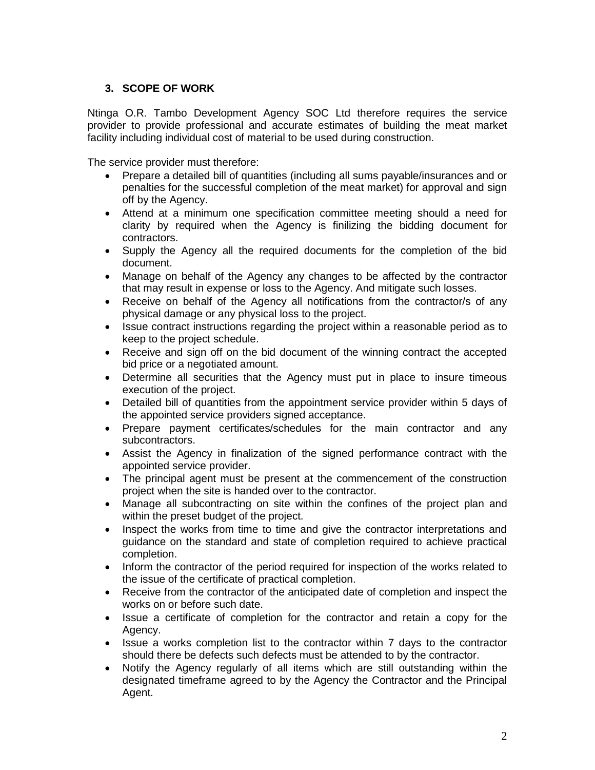## 3. SCOPE OF WORK

Ntinga O.R. Tambo Development Agency SOC Ltd therefore requires the service provider to provide professional and accurate estimates of building the meat market facility including individual cost of material to be used during construction.

The service provider must therefore:

- Prepare a detailed bill of quantities (including all sums payable/insurances and or penalties for the successful completion of the meat market) for approval and sign off by the Agency.
- Attend at a minimum one specification committee meeting should a need for clarity by required when the Agency is finilizing the bidding document for contractors.
- Supply the Agency all the required documents for the completion of the bid document.
- Manage on behalf of the Agency any changes to be affected by the contractor that may result in expense or loss to the Agency. And mitigate such losses.
- Receive on behalf of the Agency all notifications from the contractor/s of any physical damage or any physical loss to the project.
- Issue contract instructions regarding the project within a reasonable period as to keep to the project schedule.
- Receive and sign off on the bid document of the winning contract the accepted bid price or a negotiated amount.
- Determine all securities that the Agency must put in place to insure timeous execution of the project.
- Detailed bill of quantities from the appointment service provider within 5 days of the appointed service providers signed acceptance.
- Prepare payment certificates/schedules for the main contractor and any subcontractors.
- Assist the Agency in finalization of the signed performance contract with the appointed service provider.
- The principal agent must be present at the commencement of the construction project when the site is handed over to the contractor.
- Manage all subcontracting on site within the confines of the project plan and within the preset budget of the project.
- Inspect the works from time to time and give the contractor interpretations and guidance on the standard and state of completion required to achieve practical completion.
- Inform the contractor of the period required for inspection of the works related to the issue of the certificate of practical completion.
- Receive from the contractor of the anticipated date of completion and inspect the works on or before such date.
- Issue a certificate of completion for the contractor and retain a copy for the Agency.
- Issue a works completion list to the contractor within 7 days to the contractor should there be defects such defects must be attended to by the contractor.
- Notify the Agency regularly of all items which are still outstanding within the designated timeframe agreed to by the Agency the Contractor and the Principal Agent.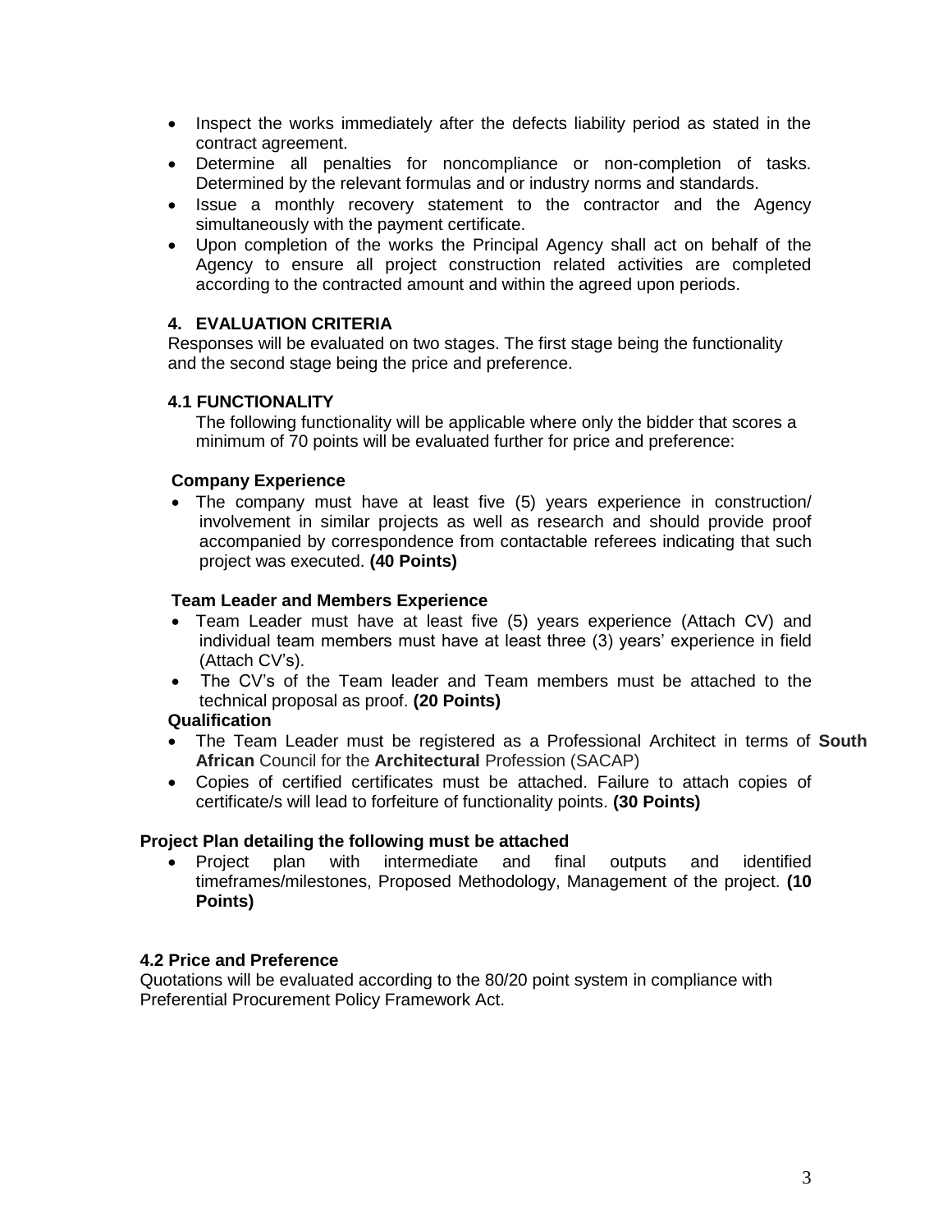- Inspect the works immediately after the defects liability period as stated in the contract agreement.
- Determine all penalties for noncompliance or non-completion of tasks. Determined by the relevant formulas and or industry norms and standards.
- Issue a monthly recovery statement to the contractor and the Agency simultaneously with the payment certificate.
- Upon completion of the works the Principal Agency shall act on behalf of the Agency to ensure all project construction related activities are completed according to the contracted amount and within the agreed upon periods.

## 4. EVALUATION CRITERIA

Responses will be evaluated on two stages. The first stage being the functionality and the second stage being the price and preference.

### 4.1 FUNCTIONALITY

The following functionality will be applicable where only the bidder that scores a minimum of 70 points will be evaluated further for price and preference:

**Company Experience**

- The company must have at least five (5) years experience in construction/ involvement in similar projects as well as research and should provide proof accompanied by correspondence from contactable referees indicating that such project was executed. **(40 Points)**

**Team Leader and Members Experience**

- Team Leader must have at least five (5) years experience (Attach CV) and individual team members must have at least three (3) years' experience in field (Attach CV's).
- The CV's of the Team leader and Team members must be attached to the technical proposal as proof. **(20 Points)**

**Qualification**

- The Team Leader must be registered as a Professional Architect in terms of **South African** Council for the **Architectural** Profession (SACAP)
- Copies of certified certificates must be attached. Failure to attach copies of certificate/s will lead to forfeiture of functionality points. **(30 Points)**

**Project Plan detailing the following must be attached**

- Project plan with intermediate and final outputs and identified timeframes/milestones, Proposed Methodology, Management of the project. **(10 Points)**

### 4.2 Price and Preference

Quotations will be evaluated according to the 80/20 point system in compliance with Preferential Procurement Policy Framework Act.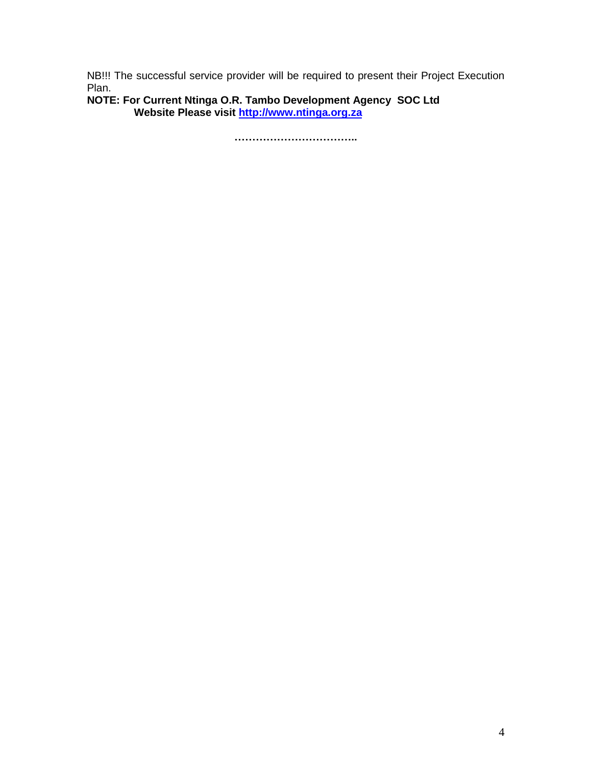NB!!! The successful service provider will be required to present their Project Execution Plan.

**NOTE: For Current Ntinga O.R. Tambo Development Agency SOC Ltd**
**Website Please visit [http://www.ntinga.org.za](http://www.ntinga.org.za)**

**……………………………..**